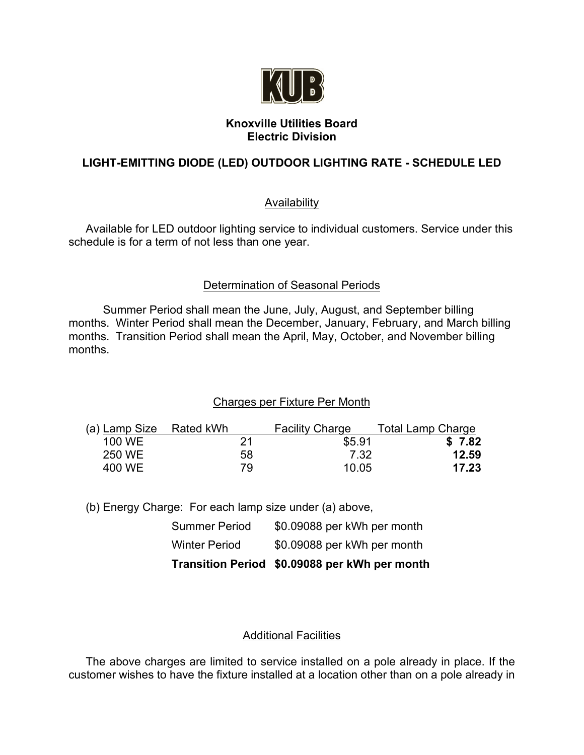**Knoxville Utilities Board**
**Electric Division**

# LIGHT-EMITTING DIODE (LED) OUTDOOR LIGHTING RATE - SCHEDULE LED

## Availability

Available for LED outdoor lighting service to individual customers. Service under this schedule is for a term of not less than one year.

## Determination of Seasonal Periods

Summer Period shall mean the June, July, August, and September billing months. Winter Period shall mean the December, January, February, and March billing months. Transition Period shall mean the April, May, October, and November billing months.

## Charges per Fixture Per Month

(a)

| Lamp Size | Rated kWh | Facility Charge | Total Lamp Charge |
|---|---|---|---|
| 100 WE | 21 | $5.91 | **$ 7.82** |
| 250 WE | 58 | 7.32 | **12.59** |
| 400 WE | 79 | 10.05 | **17.23** |

(b) Energy Charge: For each lamp size under (a) above,

| | |
|---|---|
| Summer Period | $0.09088 per kWh per month |
| Winter Period | $0.09088 per kWh per month |
| **Transition Period** | **$0.09088 per kWh per month** |

## Additional Facilities

The above charges are limited to service installed on a pole already in place. If the customer wishes to have the fixture installed at a location other than on a pole already in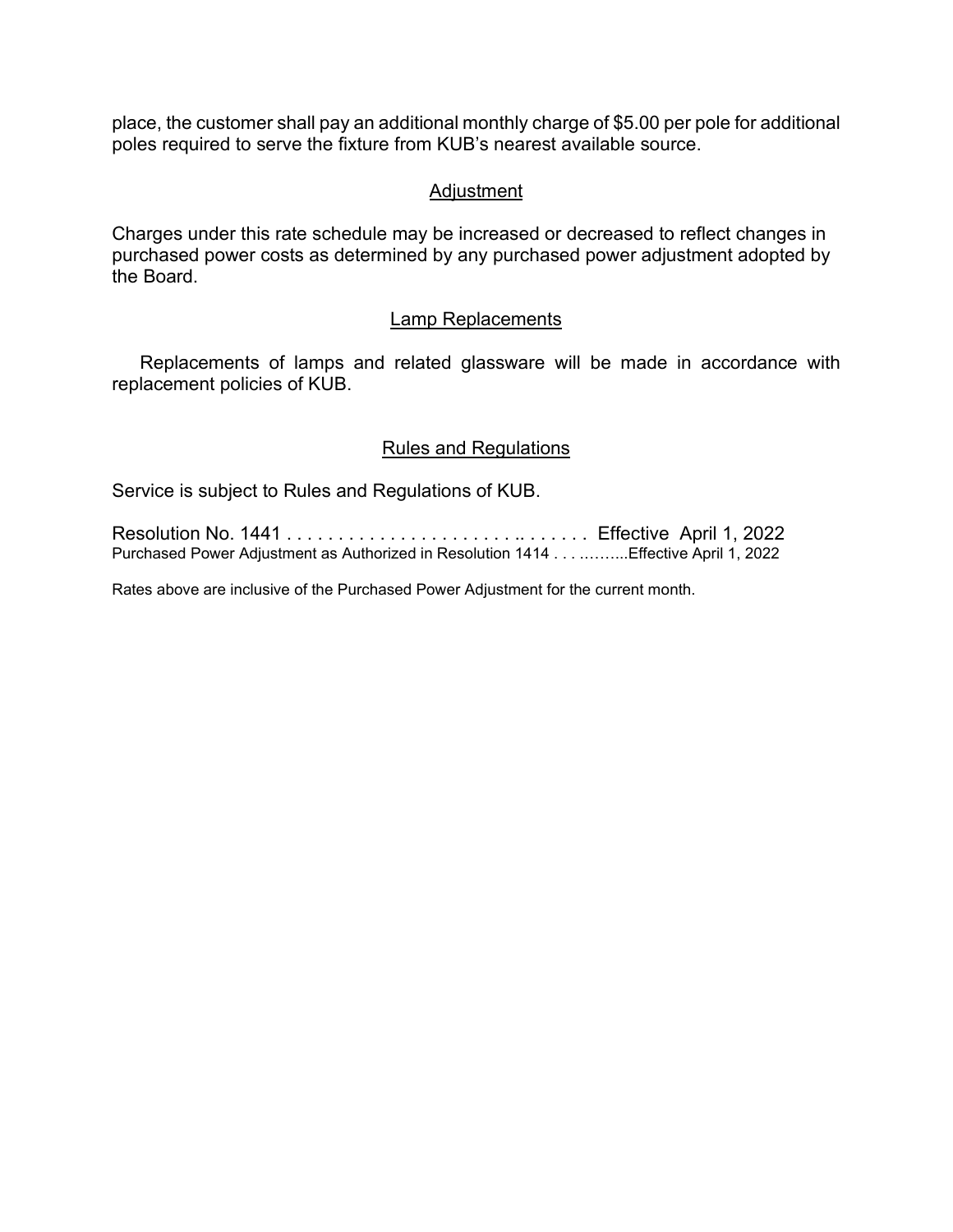place, the customer shall pay an additional monthly charge of $5.00 per pole for additional poles required to serve the fixture from KUB's nearest available source.

## Adjustment

Charges under this rate schedule may be increased or decreased to reflect changes in purchased power costs as determined by any purchased power adjustment adopted by the Board.

## Lamp Replacements

Replacements of lamps and related glassware will be made in accordance with replacement policies of KUB.

## Rules and Regulations

Service is subject to Rules and Regulations of KUB.

Resolution No. 1441 . . . . . . . . . . . . . . . . . . . . . . . . .. . . . . . . Effective April 1, 2022
Purchased Power Adjustment as Authorized in Resolution 1414 . . . ..……..Effective April 1, 2022

Rates above are inclusive of the Purchased Power Adjustment for the current month.